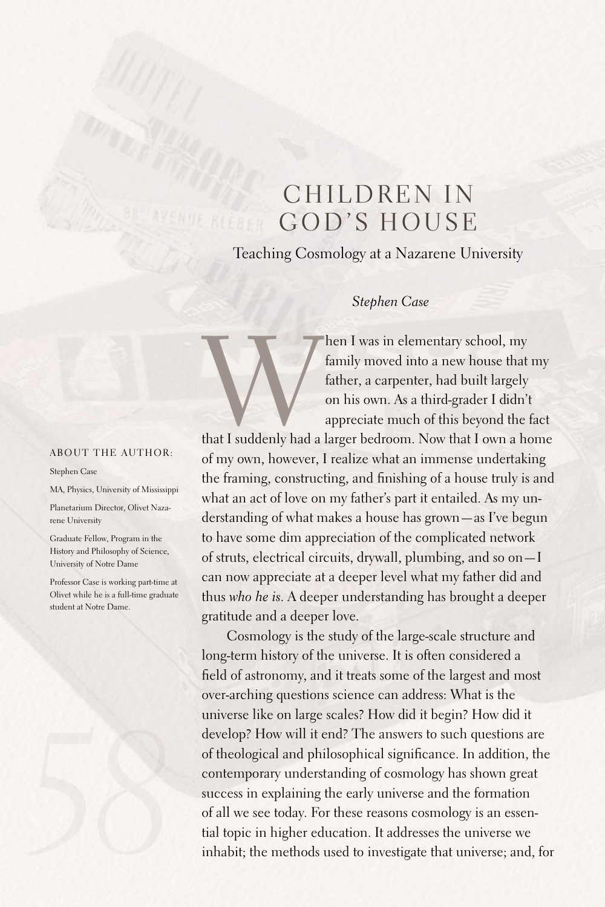# CHILDREN IN GOD'S HOUSE

## Teaching Cosmology at a Nazarene University

*Stephen Case*

ABOUT THE AUTHOR:

Stephen Case

MA, Physics, University of Mississippi

Planetarium Director, Olivet Nazarene University

Graduate Fellow, Program in the History and Philosophy of Science, University of Notre Dame

Professor Case is working part-time at Olivet while he is a full-time graduate student at Notre Dame.

When I was in elementary school, my family moved into a new house that my father, a carpenter, had built largely on his own. As a third-grader I didn't appreciate much of this beyond the fact that I suddenly had a larger bedroom. Now that I own a home of my own, however, I realize what an immense undertaking the framing, constructing, and finishing of a house truly is and what an act of love on my father's part it entailed. As my understanding of what makes a house has grown—as I've begun to have some dim appreciation of the complicated network of struts, electrical circuits, drywall, plumbing, and so on—I can now appreciate at a deeper level what my father did and thus *who he is*. A deeper understanding has brought a deeper gratitude and a deeper love.

Cosmology is the study of the large-scale structure and long-term history of the universe. It is often considered a field of astronomy, and it treats some of the largest and most over-arching questions science can address: What is the universe like on large scales? How did it begin? How did it develop? How will it end? The answers to such questions are of theological and philosophical significance. In addition, the contemporary understanding of cosmology has shown great success in explaining the early universe and the formation of all we see today. For these reasons cosmology is an essential topic in higher education. It addresses the universe we inhabit; the methods used to investigate that universe; and, for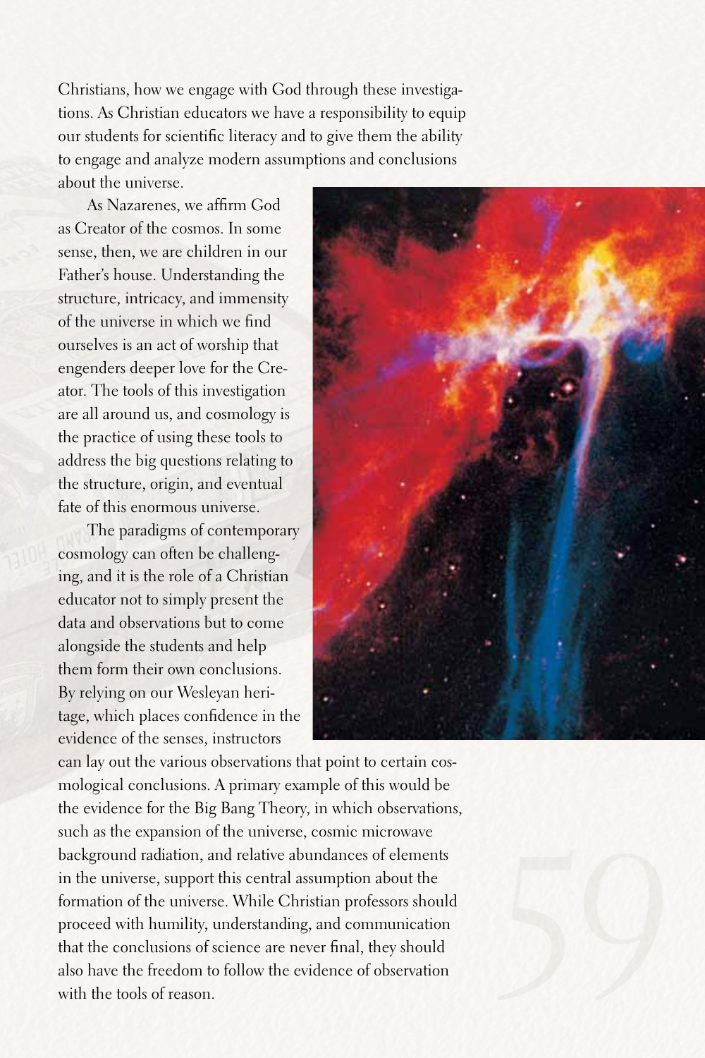Christians, how we engage with God through these investigations. As Christian educators we have a responsibility to equip our students for scientific literacy and to give them the ability to engage and analyze modern assumptions and conclusions about the universe.

As Nazarenes, we affirm God as Creator of the cosmos. In some sense, then, we are children in our Father's house. Understanding the structure, intricacy, and immensity of the universe in which we find ourselves is an act of worship that engenders deeper love for the Creator. The tools of this investigation are all around us, and cosmology is the practice of using these tools to address the big questions relating to the structure, origin, and eventual fate of this enormous universe.

The paradigms of contemporary cosmology can often be challenging, and it is the role of a Christian educator not to simply present the data and observations but to come alongside the students and help them form their own conclusions. By relying on our Wesleyan heritage, which places confidence in the evidence of the senses, instructors can lay out the various observations that point to certain cosmological conclusions. A primary example of this would be the evidence for the Big Bang Theory, in which observations, such as the expansion of the universe, cosmic microwave background radiation, and relative abundances of elements in the universe, support this central assumption about the formation of the universe. While Christian professors should proceed with humility, understanding, and communication that the conclusions of science are never final, they should also have the freedom to follow the evidence of observation with the tools of reason.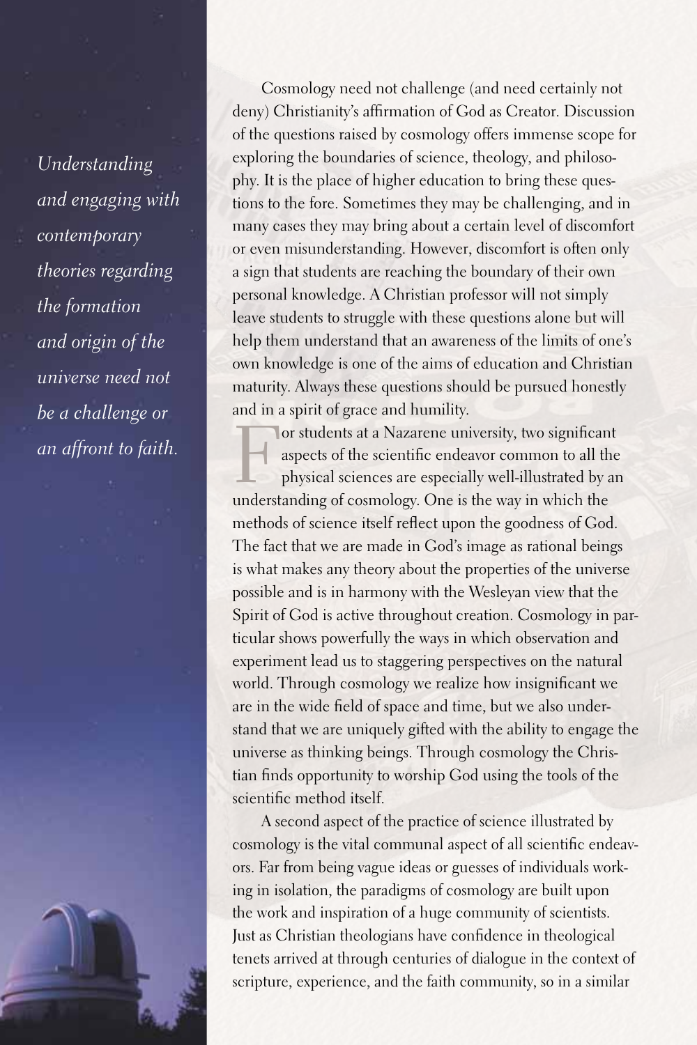*Understanding and engaging with contemporary theories regarding the formation and origin of the universe need not be a challenge or an affront to faith.*

Cosmology need not challenge (and need certainly not deny) Christianity's affirmation of God as Creator. Discussion of the questions raised by cosmology offers immense scope for exploring the boundaries of science, theology, and philosophy. It is the place of higher education to bring these questions to the fore. Sometimes they may be challenging, and in many cases they may bring about a certain level of discomfort or even misunderstanding. However, discomfort is often only a sign that students are reaching the boundary of their own personal knowledge. A Christian professor will not simply leave students to struggle with these questions alone but will help them understand that an awareness of the limits of one's own knowledge is one of the aims of education and Christian maturity. Always these questions should be pursued honestly and in a spirit of grace and humility.

For students at a Nazarene university, two significant aspects of the scientific endeavor common to all the physical sciences are especially well-illustrated by an understanding of cosmology. One is the way in which the methods of science itself reflect upon the goodness of God. The fact that we are made in God's image as rational beings is what makes any theory about the properties of the universe possible and is in harmony with the Wesleyan view that the Spirit of God is active throughout creation. Cosmology in particular shows powerfully the ways in which observation and experiment lead us to staggering perspectives on the natural world. Through cosmology we realize how insignificant we are in the wide field of space and time, but we also understand that we are uniquely gifted with the ability to engage the universe as thinking beings. Through cosmology the Christian finds opportunity to worship God using the tools of the scientific method itself.

A second aspect of the practice of science illustrated by cosmology is the vital communal aspect of all scientific endeavors. Far from being vague ideas or guesses of individuals working in isolation, the paradigms of cosmology are built upon the work and inspiration of a huge community of scientists. Just as Christian theologians have confidence in theological tenets arrived at through centuries of dialogue in the context of scripture, experience, and the faith community, so in a similar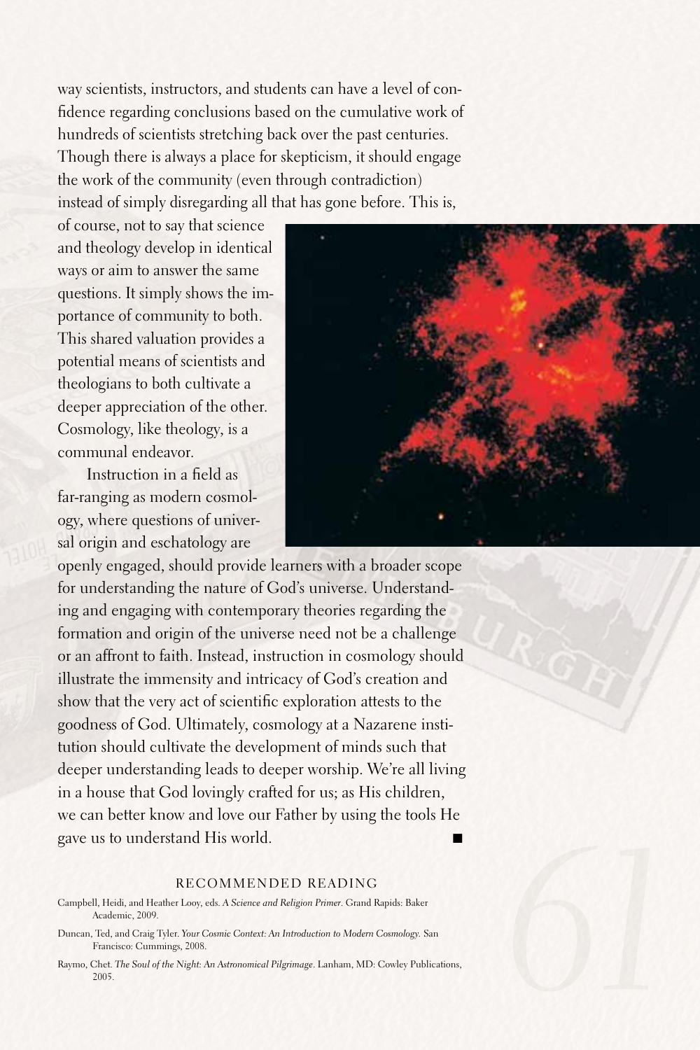way scientists, instructors, and students can have a level of confidence regarding conclusions based on the cumulative work of hundreds of scientists stretching back over the past centuries. Though there is always a place for skepticism, it should engage the work of the community (even through contradiction) instead of simply disregarding all that has gone before. This is, of course, not to say that science and theology develop in identical ways or aim to answer the same questions. It simply shows the importance of community to both. This shared valuation provides a potential means of scientists and theologians to both cultivate a deeper appreciation of the other. Cosmology, like theology, is a communal endeavor.

Instruction in a field as far-ranging as modern cosmology, where questions of universal origin and eschatology are openly engaged, should provide learners with a broader scope for understanding the nature of God's universe. Understanding and engaging with contemporary theories regarding the formation and origin of the universe need not be a challenge or an affront to faith. Instead, instruction in cosmology should illustrate the immensity and intricacy of God's creation and show that the very act of scientific exploration attests to the goodness of God. Ultimately, cosmology at a Nazarene institution should cultivate the development of minds such that deeper understanding leads to deeper worship. We're all living in a house that God lovingly crafted for us; as His children, we can better know and love our Father by using the tools He gave us to understand His world. ■

## RECOMMENDED READING

Campbell, Heidi, and Heather Looy, eds. *A Science and Religion Primer.* Grand Rapids: Baker Academic, 2009.

Duncan, Ted, and Craig Tyler. *Your Cosmic Context: An Introduction to Modern Cosmology.* San Francisco: Cummings, 2008.

Raymo, Chet. *The Soul of the Night: An Astronomical Pilgrimage*. Lanham, MD: Cowley Publications, 2005.